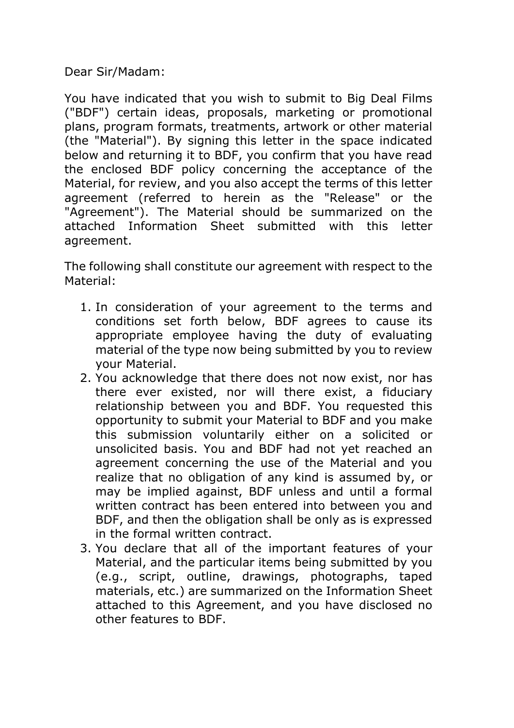Dear Sir/Madam:

You have indicated that you wish to submit to Big Deal Films ("BDF") certain ideas, proposals, marketing or promotional plans, program formats, treatments, artwork or other material (the "Material"). By signing this letter in the space indicated below and returning it to BDF, you confirm that you have read the enclosed BDF policy concerning the acceptance of the Material, for review, and you also accept the terms of this letter agreement (referred to herein as the "Release" or the "Agreement"). The Material should be summarized on the attached Information Sheet submitted with this letter agreement.

The following shall constitute our agreement with respect to the Material:

1. In consideration of your agreement to the terms and conditions set forth below, BDF agrees to cause its appropriate employee having the duty of evaluating material of the type now being submitted by you to review your Material.
2. You acknowledge that there does not now exist, nor has there ever existed, nor will there exist, a fiduciary relationship between you and BDF. You requested this opportunity to submit your Material to BDF and you make this submission voluntarily either on a solicited or unsolicited basis. You and BDF had not yet reached an agreement concerning the use of the Material and you realize that no obligation of any kind is assumed by, or may be implied against, BDF unless and until a formal written contract has been entered into between you and BDF, and then the obligation shall be only as is expressed in the formal written contract.
3. You declare that all of the important features of your Material, and the particular items being submitted by you (e.g., script, outline, drawings, photographs, taped materials, etc.) are summarized on the Information Sheet attached to this Agreement, and you have disclosed no other features to BDF.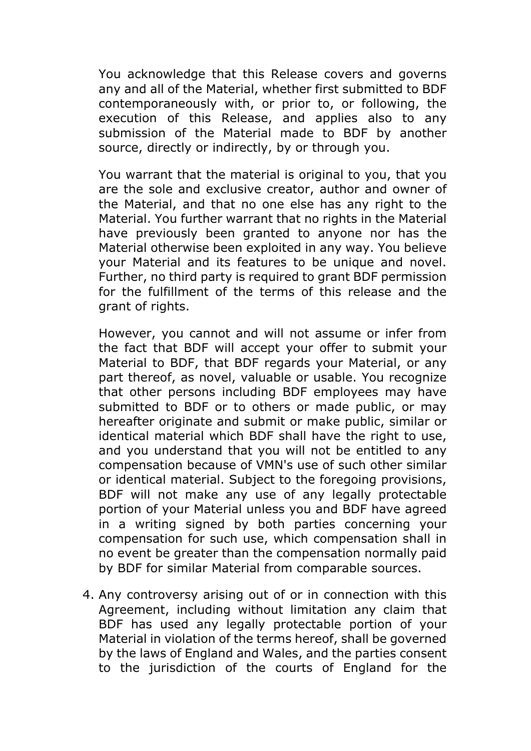You acknowledge that this Release covers and governs any and all of the Material, whether first submitted to BDF contemporaneously with, or prior to, or following, the execution of this Release, and applies also to any submission of the Material made to BDF by another source, directly or indirectly, by or through you.

You warrant that the material is original to you, that you are the sole and exclusive creator, author and owner of the Material, and that no one else has any right to the Material. You further warrant that no rights in the Material have previously been granted to anyone nor has the Material otherwise been exploited in any way. You believe your Material and its features to be unique and novel. Further, no third party is required to grant BDF permission for the fulfillment of the terms of this release and the grant of rights.

However, you cannot and will not assume or infer from the fact that BDF will accept your offer to submit your Material to BDF, that BDF regards your Material, or any part thereof, as novel, valuable or usable. You recognize that other persons including BDF employees may have submitted to BDF or to others or made public, or may hereafter originate and submit or make public, similar or identical material which BDF shall have the right to use, and you understand that you will not be entitled to any compensation because of VMN's use of such other similar or identical material. Subject to the foregoing provisions, BDF will not make any use of any legally protectable portion of your Material unless you and BDF have agreed in a writing signed by both parties concerning your compensation for such use, which compensation shall in no event be greater than the compensation normally paid by BDF for similar Material from comparable sources.

4. Any controversy arising out of or in connection with this Agreement, including without limitation any claim that BDF has used any legally protectable portion of your Material in violation of the terms hereof, shall be governed by the laws of England and Wales, and the parties consent to the jurisdiction of the courts of England for the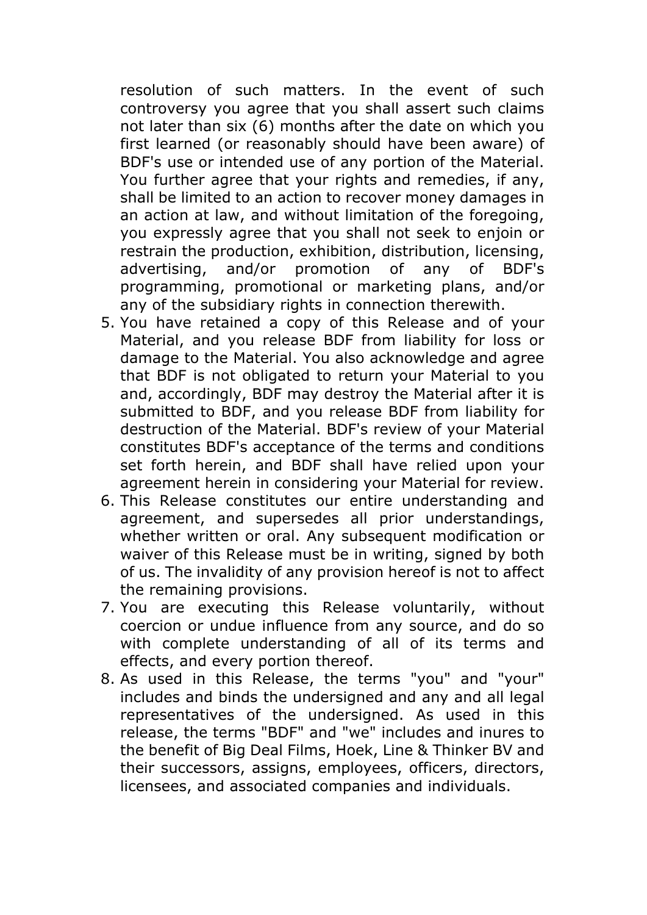resolution of such matters. In the event of such controversy you agree that you shall assert such claims not later than six (6) months after the date on which you first learned (or reasonably should have been aware) of BDF's use or intended use of any portion of the Material. You further agree that your rights and remedies, if any, shall be limited to an action to recover money damages in an action at law, and without limitation of the foregoing, you expressly agree that you shall not seek to enjoin or restrain the production, exhibition, distribution, licensing, advertising, and/or promotion of any of BDF's programming, promotional or marketing plans, and/or any of the subsidiary rights in connection therewith.

5. You have retained a copy of this Release and of your Material, and you release BDF from liability for loss or damage to the Material. You also acknowledge and agree that BDF is not obligated to return your Material to you and, accordingly, BDF may destroy the Material after it is submitted to BDF, and you release BDF from liability for destruction of the Material. BDF's review of your Material constitutes BDF's acceptance of the terms and conditions set forth herein, and BDF shall have relied upon your agreement herein in considering your Material for review.
6. This Release constitutes our entire understanding and agreement, and supersedes all prior understandings, whether written or oral. Any subsequent modification or waiver of this Release must be in writing, signed by both of us. The invalidity of any provision hereof is not to affect the remaining provisions.
7. You are executing this Release voluntarily, without coercion or undue influence from any source, and do so with complete understanding of all of its terms and effects, and every portion thereof.
8. As used in this Release, the terms "you" and "your" includes and binds the undersigned and any and all legal representatives of the undersigned. As used in this release, the terms "BDF" and "we" includes and inures to the benefit of Big Deal Films, Hoek, Line & Thinker BV and their successors, assigns, employees, officers, directors, licensees, and associated companies and individuals.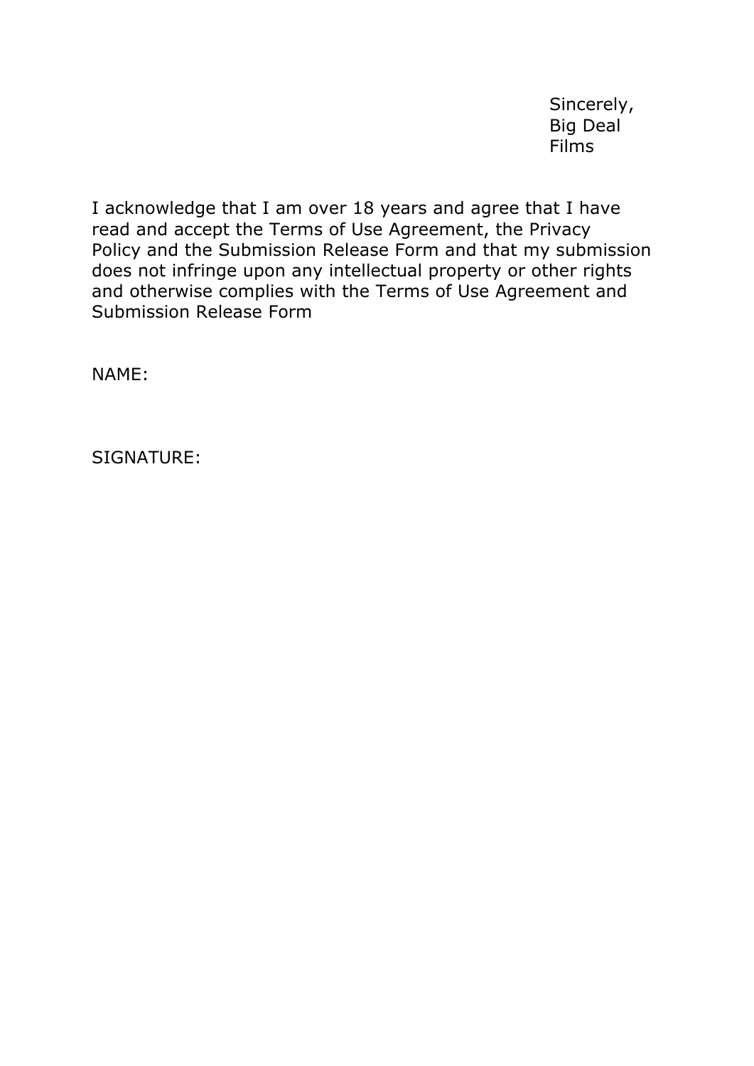Sincerely,
Big Deal
Films

I acknowledge that I am over 18 years and agree that I have read and accept the Terms of Use Agreement, the Privacy Policy and the Submission Release Form and that my submission does not infringe upon any intellectual property or other rights and otherwise complies with the Terms of Use Agreement and Submission Release Form

NAME:

SIGNATURE: